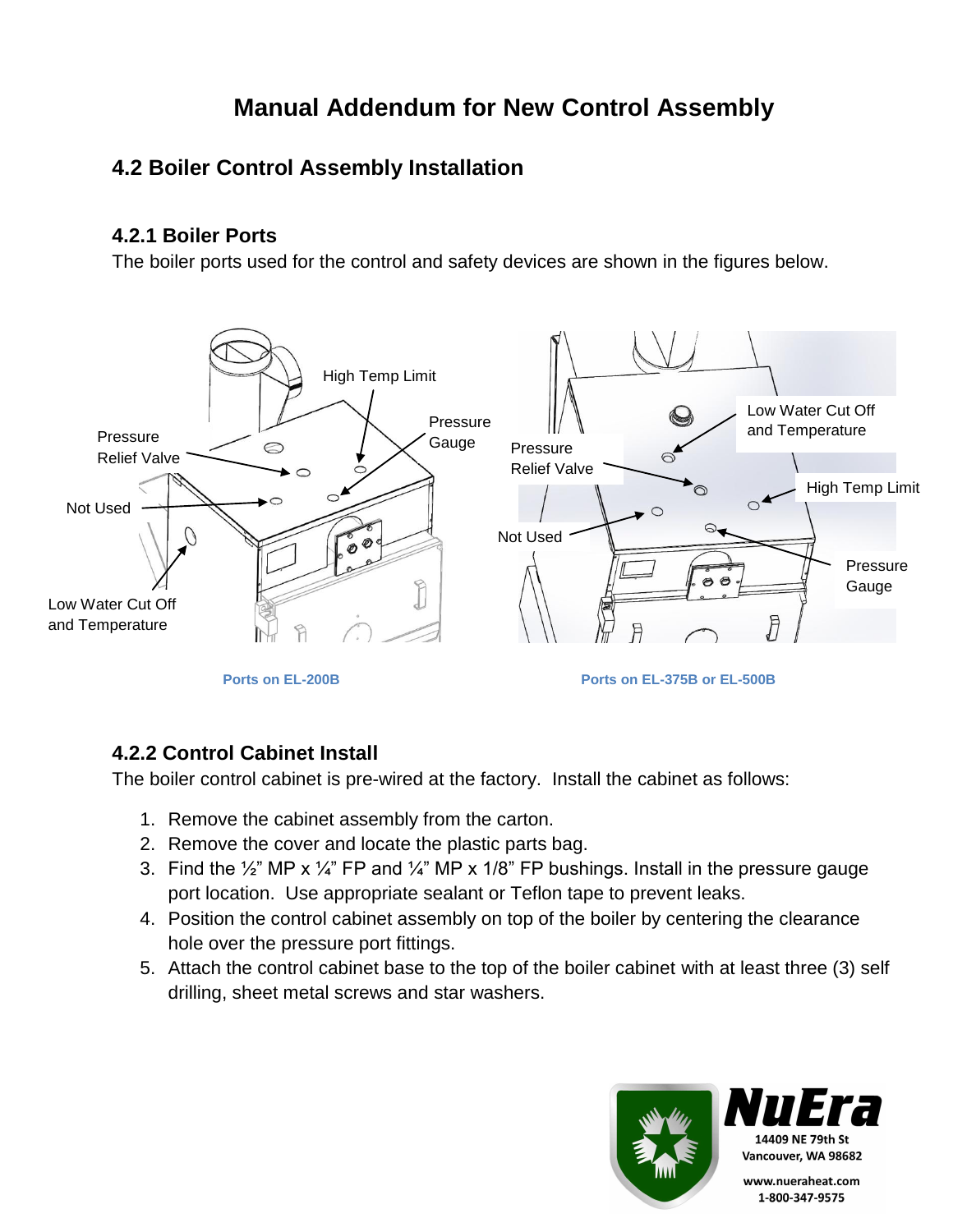# Manual Addendum for New Control Assembly

## 4.2 Boiler Control Assembly Installation

### 4.2.1 Boiler Ports

The boiler ports used for the control and safety devices are shown in the figures below.

High Temp Limit

Pressure Relief Valve

Pressure Gauge

Not Used

Low Water Cut Off and Temperature

Ports on EL-200B

Low Water Cut Off and Temperature

Pressure Relief Valve

High Temp Limit

Not Used

Pressure Gauge

Ports on EL-375B or EL-500B

### 4.2.2 Control Cabinet Install

The boiler control cabinet is pre-wired at the factory. Install the cabinet as follows:

1. Remove the cabinet assembly from the carton.
2. Remove the cover and locate the plastic parts bag.
3. Find the ½" MP x ¼" FP and ¼" MP x 1/8" FP bushings. Install in the pressure gauge port location. Use appropriate sealant or Teflon tape to prevent leaks.
4. Position the control cabinet assembly on top of the boiler by centering the clearance hole over the pressure port fittings.
5. Attach the control cabinet base to the top of the boiler cabinet with at least three (3) self drilling, sheet metal screws and star washers.

NuEra

14409 NE 79th St
Vancouver, WA 98682

www.nueraheat.com
1-800-347-9575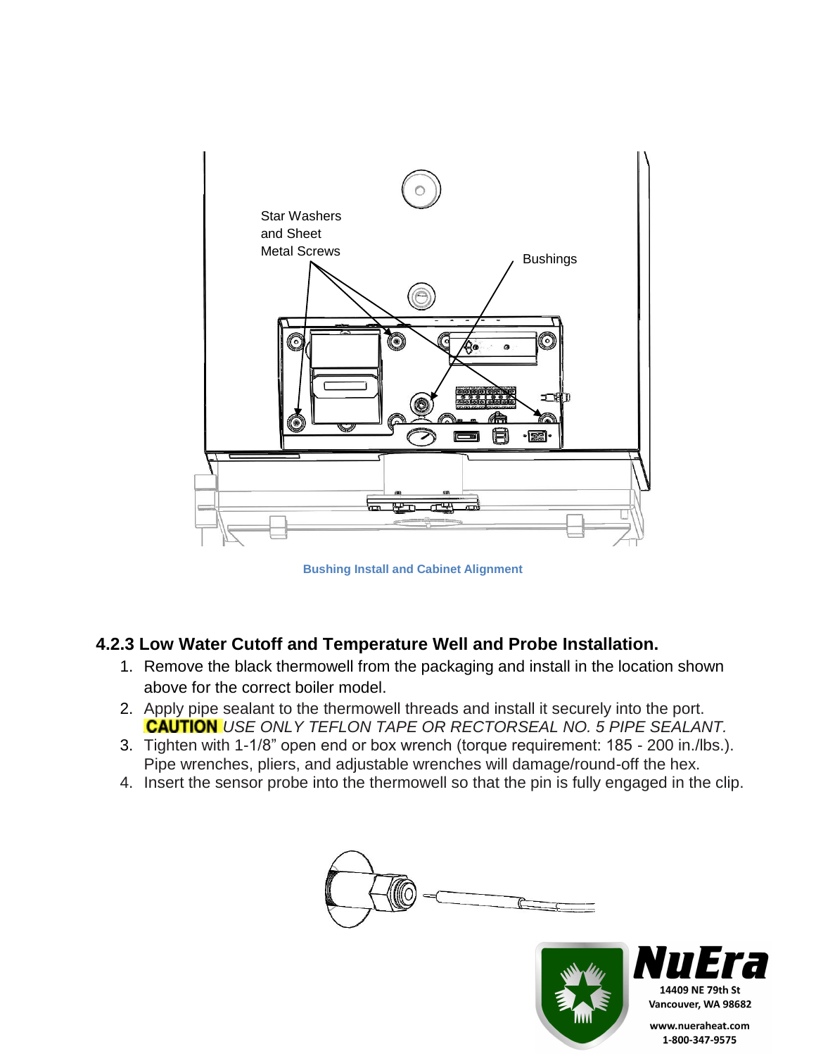Bushing Install and Cabinet Alignment

### 4.2.3 Low Water Cutoff and Temperature Well and Probe Installation.

1. Remove the black thermowell from the packaging and install in the location shown above for the correct boiler model.
2. Apply pipe sealant to the thermowell threads and install it securely into the port. **CAUTION** *USE ONLY TEFLON TAPE OR RECTORSEAL NO. 5 PIPE SEALANT.*
3. Tighten with 1-1/8" open end or box wrench (torque requirement: 185 - 200 in./lbs.). Pipe wrenches, pliers, and adjustable wrenches will damage/round-off the hex.
4. Insert the sensor probe into the thermowell so that the pin is fully engaged in the clip.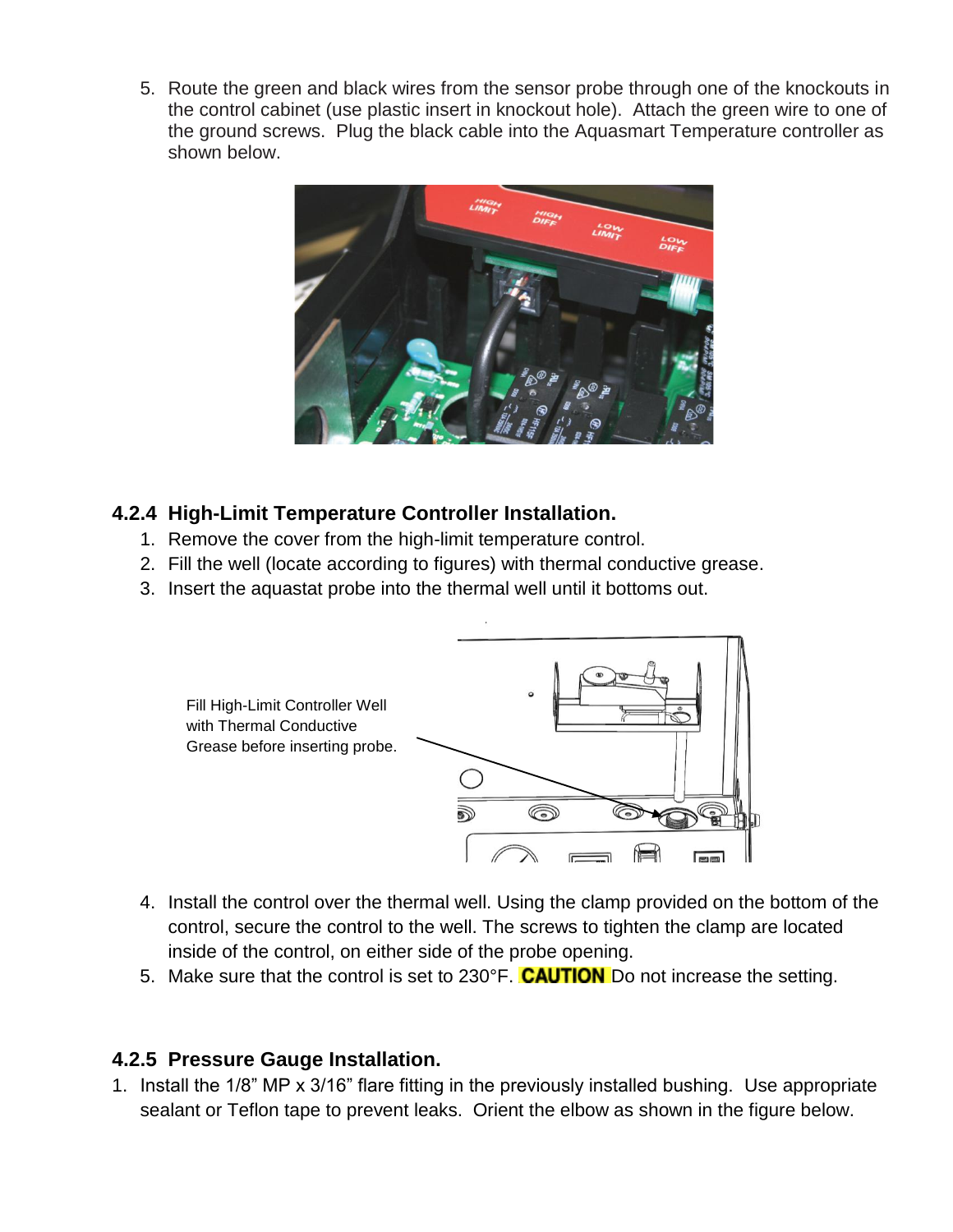5. Route the green and black wires from the sensor probe through one of the knockouts in the control cabinet (use plastic insert in knockout hole). Attach the green wire to one of the ground screws. Plug the black cable into the Aquasmart Temperature controller as shown below.

### 4.2.4 High-Limit Temperature Controller Installation.

1. Remove the cover from the high-limit temperature control.
2. Fill the well (locate according to figures) with thermal conductive grease.
3. Insert the aquastat probe into the thermal well until it bottoms out.

Fill High-Limit Controller Well with Thermal Conductive Grease before inserting probe.

4. Install the control over the thermal well. Using the clamp provided on the bottom of the control, secure the control to the well. The screws to tighten the clamp are located inside of the control, on either side of the probe opening.
5. Make sure that the control is set to 230°F. **CAUTION** Do not increase the setting.

### 4.2.5 Pressure Gauge Installation.

1. Install the 1/8" MP x 3/16" flare fitting in the previously installed bushing. Use appropriate sealant or Teflon tape to prevent leaks. Orient the elbow as shown in the figure below.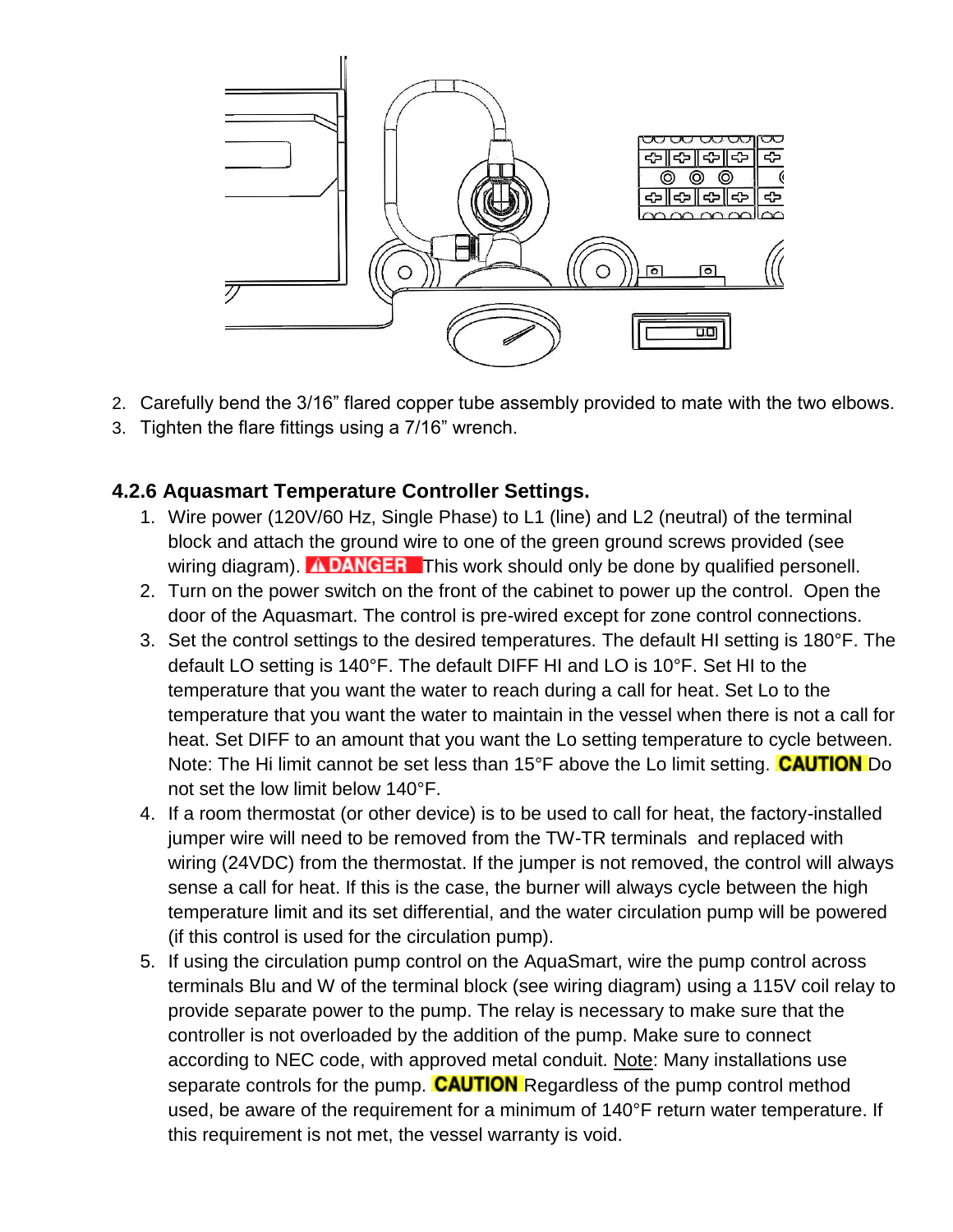2. Carefully bend the 3/16" flared copper tube assembly provided to mate with the two elbows.
3. Tighten the flare fittings using a 7/16" wrench.

### 4.2.6 Aquasmart Temperature Controller Settings.

1. Wire power (120V/60 Hz, Single Phase) to L1 (line) and L2 (neutral) of the terminal block and attach the ground wire to one of the green ground screws provided (see wiring diagram). **⚠DANGER** This work should only be done by qualified personell.
2. Turn on the power switch on the front of the cabinet to power up the control. Open the door of the Aquasmart. The control is pre-wired except for zone control connections.
3. Set the control settings to the desired temperatures. The default HI setting is 180°F. The default LO setting is 140°F. The default DIFF HI and LO is 10°F. Set HI to the temperature that you want the water to reach during a call for heat. Set Lo to the temperature that you want the water to maintain in the vessel when there is not a call for heat. Set DIFF to an amount that you want the Lo setting temperature to cycle between. Note: The Hi limit cannot be set less than 15°F above the Lo limit setting. **CAUTION** Do not set the low limit below 140°F.
4. If a room thermostat (or other device) is to be used to call for heat, the factory-installed jumper wire will need to be removed from the TW-TR terminals and replaced with wiring (24VDC) from the thermostat. If the jumper is not removed, the control will always sense a call for heat. If this is the case, the burner will always cycle between the high temperature limit and its set differential, and the water circulation pump will be powered (if this control is used for the circulation pump).
5. If using the circulation pump control on the AquaSmart, wire the pump control across terminals Blu and W of the terminal block (see wiring diagram) using a 115V coil relay to provide separate power to the pump. The relay is necessary to make sure that the controller is not overloaded by the addition of the pump. Make sure to connect according to NEC code, with approved metal conduit. Note: Many installations use separate controls for the pump. **CAUTION** Regardless of the pump control method used, be aware of the requirement for a minimum of 140°F return water temperature. If this requirement is not met, the vessel warranty is void.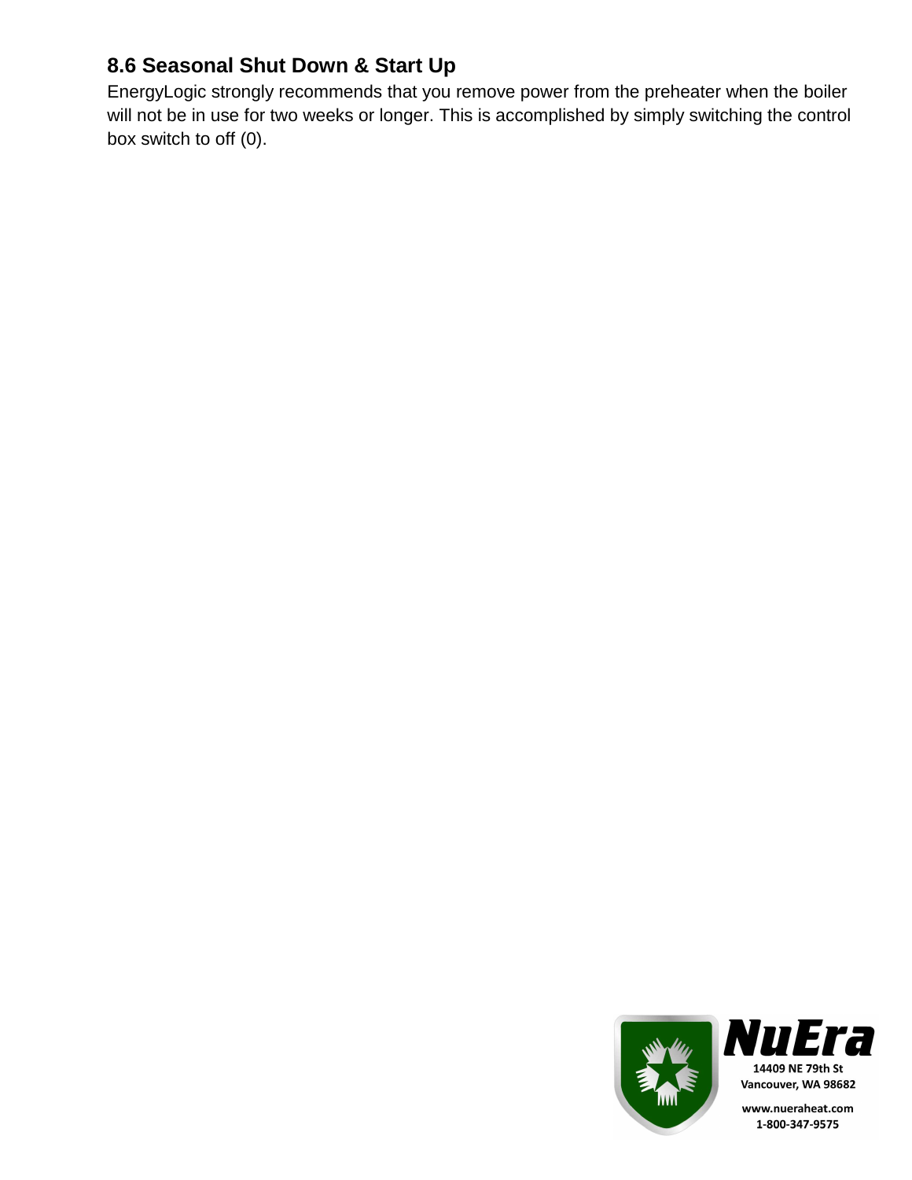### 8.6 Seasonal Shut Down & Start Up

EnergyLogic strongly recommends that you remove power from the preheater when the boiler will not be in use for two weeks or longer. This is accomplished by simply switching the control box switch to off (0).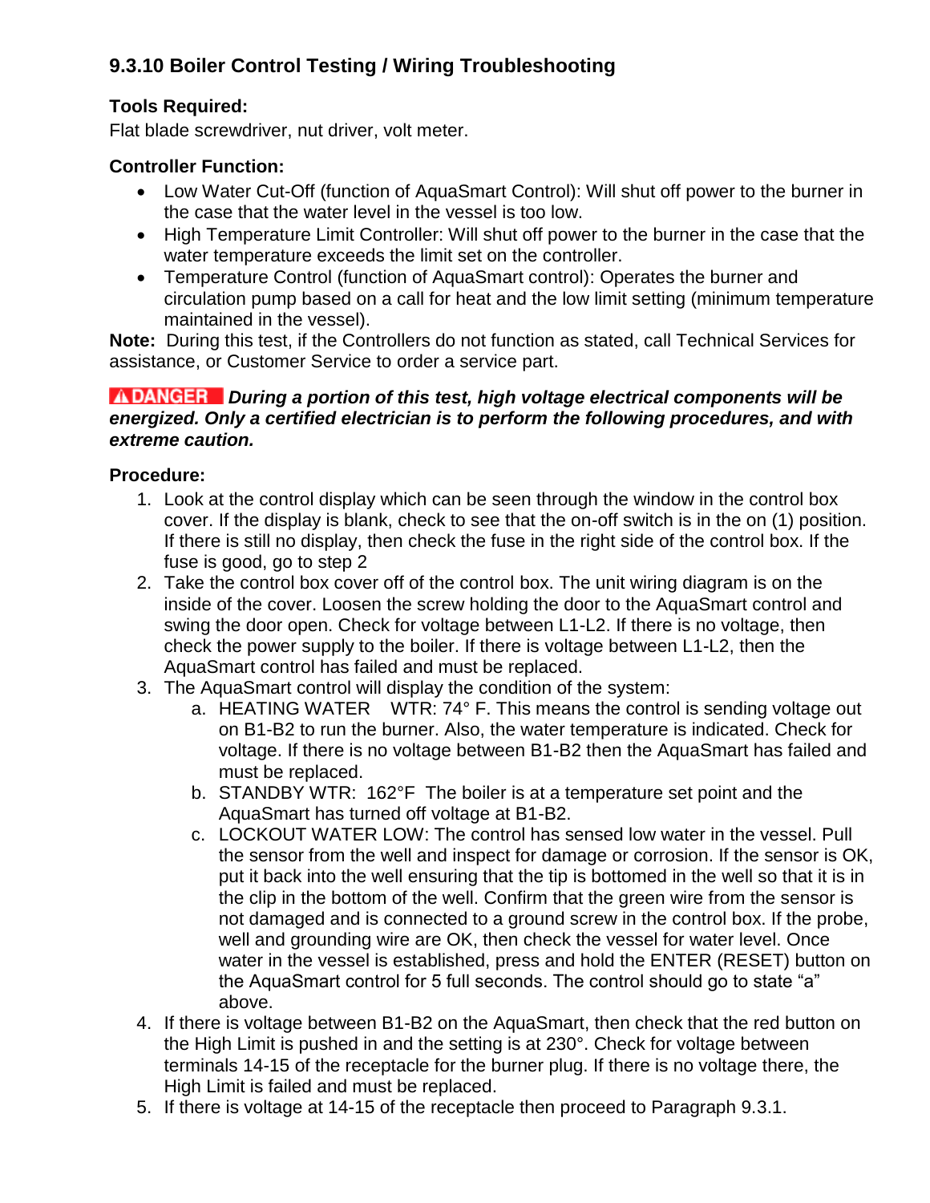### 9.3.10 Boiler Control Testing / Wiring Troubleshooting

**Tools Required:**
Flat blade screwdriver, nut driver, volt meter.

**Controller Function:**

- Low Water Cut-Off (function of AquaSmart Control): Will shut off power to the burner in the case that the water level in the vessel is too low.
- High Temperature Limit Controller: Will shut off power to the burner in the case that the water temperature exceeds the limit set on the controller.
- Temperature Control (function of AquaSmart control): Operates the burner and circulation pump based on a call for heat and the low limit setting (minimum temperature maintained in the vessel).

**Note:** During this test, if the Controllers do not function as stated, call Technical Services for assistance, or Customer Service to order a service part.

**⚠ DANGER** ***During a portion of this test, high voltage electrical components will be energized. Only a certified electrician is to perform the following procedures, and with extreme caution.***

**Procedure:**

1. Look at the control display which can be seen through the window in the control box cover. If the display is blank, check to see that the on-off switch is in the on (1) position. If there is still no display, then check the fuse in the right side of the control box. If the fuse is good, go to step 2
2. Take the control box cover off of the control box. The unit wiring diagram is on the inside of the cover. Loosen the screw holding the door to the AquaSmart control and swing the door open. Check for voltage between L1-L2. If there is no voltage, then check the power supply to the boiler. If there is voltage between L1-L2, then the AquaSmart control has failed and must be replaced.
3. The AquaSmart control will display the condition of the system:
   a. HEATING WATER WTR: 74° F. This means the control is sending voltage out on B1-B2 to run the burner. Also, the water temperature is indicated. Check for voltage. If there is no voltage between B1-B2 then the AquaSmart has failed and must be replaced.
   b. STANDBY WTR: 162°F The boiler is at a temperature set point and the AquaSmart has turned off voltage at B1-B2.
   c. LOCKOUT WATER LOW: The control has sensed low water in the vessel. Pull the sensor from the well and inspect for damage or corrosion. If the sensor is OK, put it back into the well ensuring that the tip is bottomed in the well so that it is in the clip in the bottom of the well. Confirm that the green wire from the sensor is not damaged and is connected to a ground screw in the control box. If the probe, well and grounding wire are OK, then check the vessel for water level. Once water in the vessel is established, press and hold the ENTER (RESET) button on the AquaSmart control for 5 full seconds. The control should go to state "a" above.
4. If there is voltage between B1-B2 on the AquaSmart, then check that the red button on the High Limit is pushed in and the setting is at 230°. Check for voltage between terminals 14-15 of the receptacle for the burner plug. If there is no voltage there, the High Limit is failed and must be replaced.
5. If there is voltage at 14-15 of the receptacle then proceed to Paragraph 9.3.1.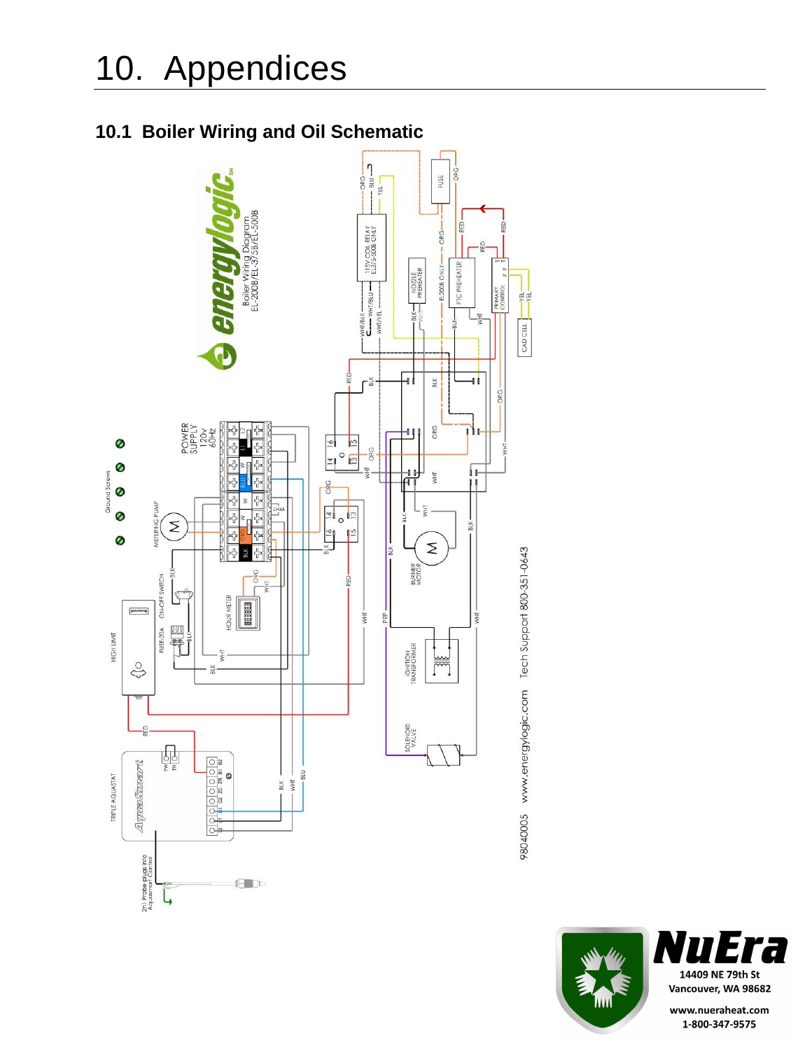# 10. Appendices

## 10.1 Boiler Wiring and Oil Schematic

energylogic

Boiler Wiring Diagram
EL-200B/EL-375/55/EL-500B

98040005 www.energylogic.com Tech Support 800-351-0643

NuEra
14409 NE 79th St
Vancouver, WA 98682
www.nueraheat.com
1-800-347-9575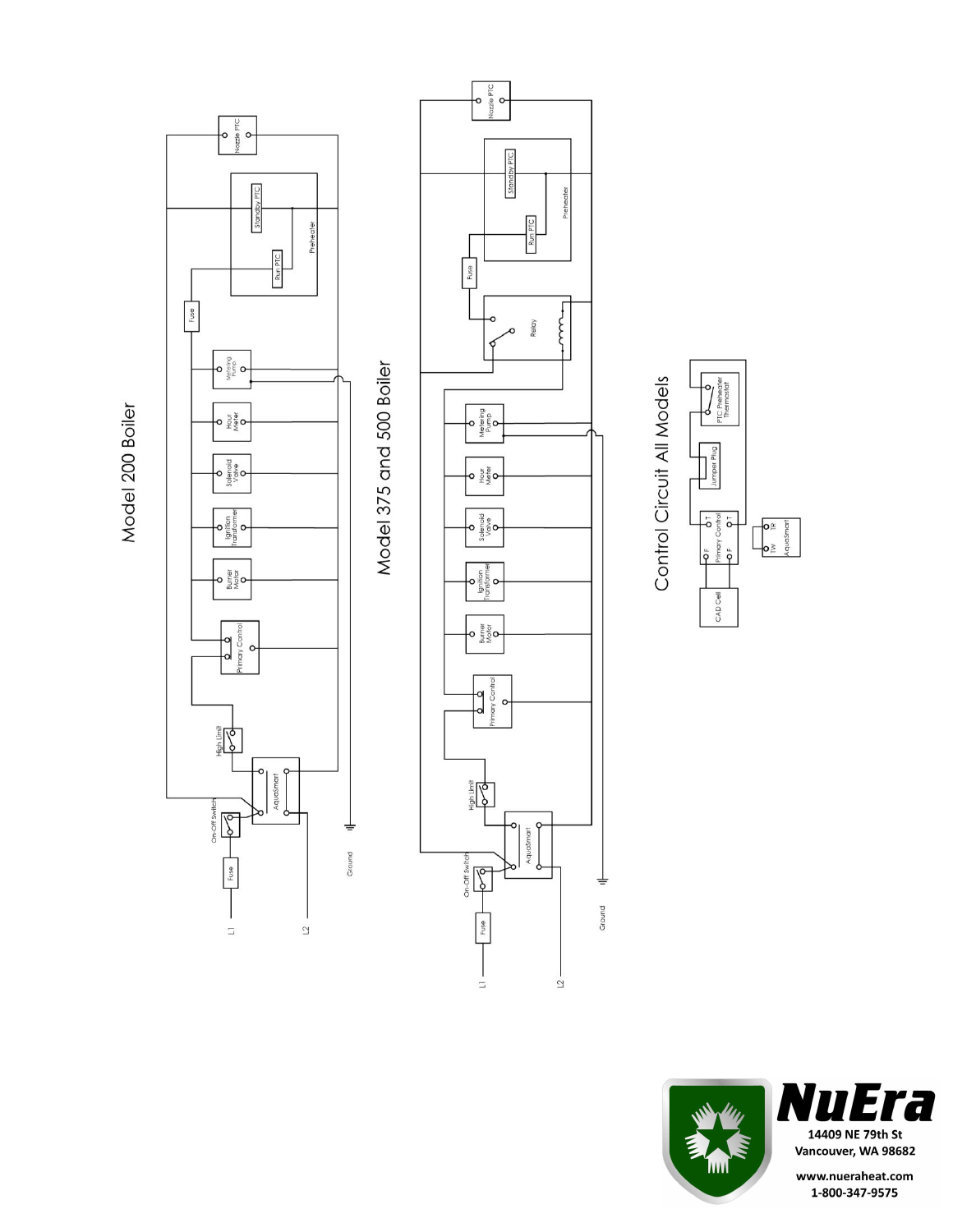## Model 200 Boiler

Nozzle PTC

Standby PTC

Run PTC

Preheater

Fuse

Metering Pump

Hour Meter

Solenoid Valve

Ignition Transformer

Burner Motor

Primary Control

High Limit

AquaSmart

On-Off Switch

Fuse

L1

L2

Ground

## Model 375 and 500 Boiler

Nozzle PTC

Standby PTC

Run PTC

Preheater

Fuse

Relay

Metering Pump

Hour Meter

Solenoid Valve

Ignition Transformer

Burner Motor

Primary Control

High Limit

AquaSmart

On-Off Switch

Fuse

L1

L2

Ground

## Control Circuit All Models

PTC Preheater Thermostat

Jumper Plug

T T

Primary Control

F F

CAD Cell

TW TR

AquaSmart

**NuEra**

14409 NE 79th St
Vancouver, WA 98682

www.nueraheat.com
1-800-347-9575